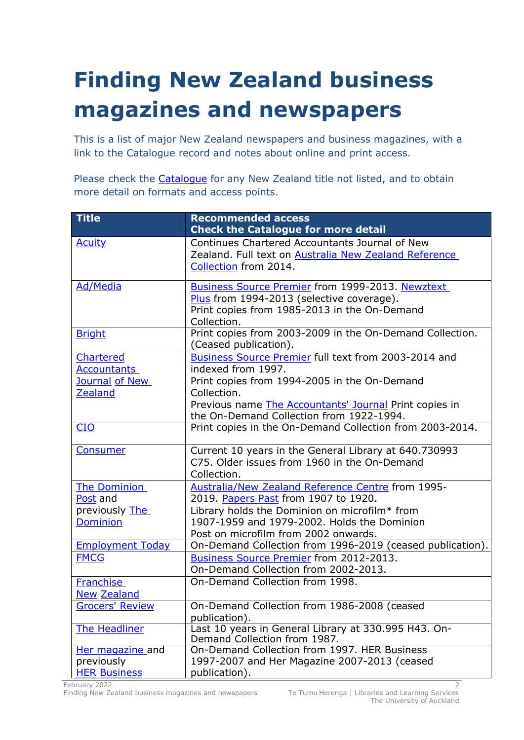# Finding New Zealand business magazines and newspapers

This is a list of major New Zealand newspapers and business magazines, with a link to the Catalogue record and notes about online and print access.

Please check the Catalogue for any New Zealand title not listed, and to obtain more detail on formats and access points.

| Title | Recommended access<br>Check the Catalogue for more detail |
|---|---|
| Acuity | Continues Chartered Accountants Journal of New Zealand. Full text on Australia New Zealand Reference Collection from 2014. |
| Ad/Media | Business Source Premier from 1999-2013. Newztext Plus from 1994-2013 (selective coverage).<br>Print copies from 1985-2013 in the On-Demand Collection. |
| Bright | Print copies from 2003-2009 in the On-Demand Collection. (Ceased publication). |
| Chartered Accountants Journal of New Zealand | Business Source Premier full text from 2003-2014 and indexed from 1997.<br>Print copies from 1994-2005 in the On-Demand Collection.<br>Previous name The Accountants' Journal Print copies in the On-Demand Collection from 1922-1994. |
| CIO | Print copies in the On-Demand Collection from 2003-2014. |
| Consumer | Current 10 years in the General Library at 640.730993 C75. Older issues from 1960 in the On-Demand Collection. |
| The Dominion Post and previously The Dominion | Australia/New Zealand Reference Centre from 1995-2019. Papers Past from 1907 to 1920.<br>Library holds the Dominion on microfilm* from 1907-1959 and 1979-2002. Holds the Dominion Post on microfilm from 2002 onwards. |
| Employment Today | On-Demand Collection from 1996-2019 (ceased publication). |
| FMCG | Business Source Premier from 2012-2013.<br>On-Demand Collection from 2002-2013. |
| Franchise New Zealand | On-Demand Collection from 1998. |
| Grocers' Review | On-Demand Collection from 1986-2008 (ceased publication). |
| The Headliner | Last 10 years in General Library at 330.995 H43. On-Demand Collection from 1987. |
| Her magazine and previously HER Business | On-Demand Collection from 1997. HER Business 1997-2007 and Her Magazine 2007-2013 (ceased publication). |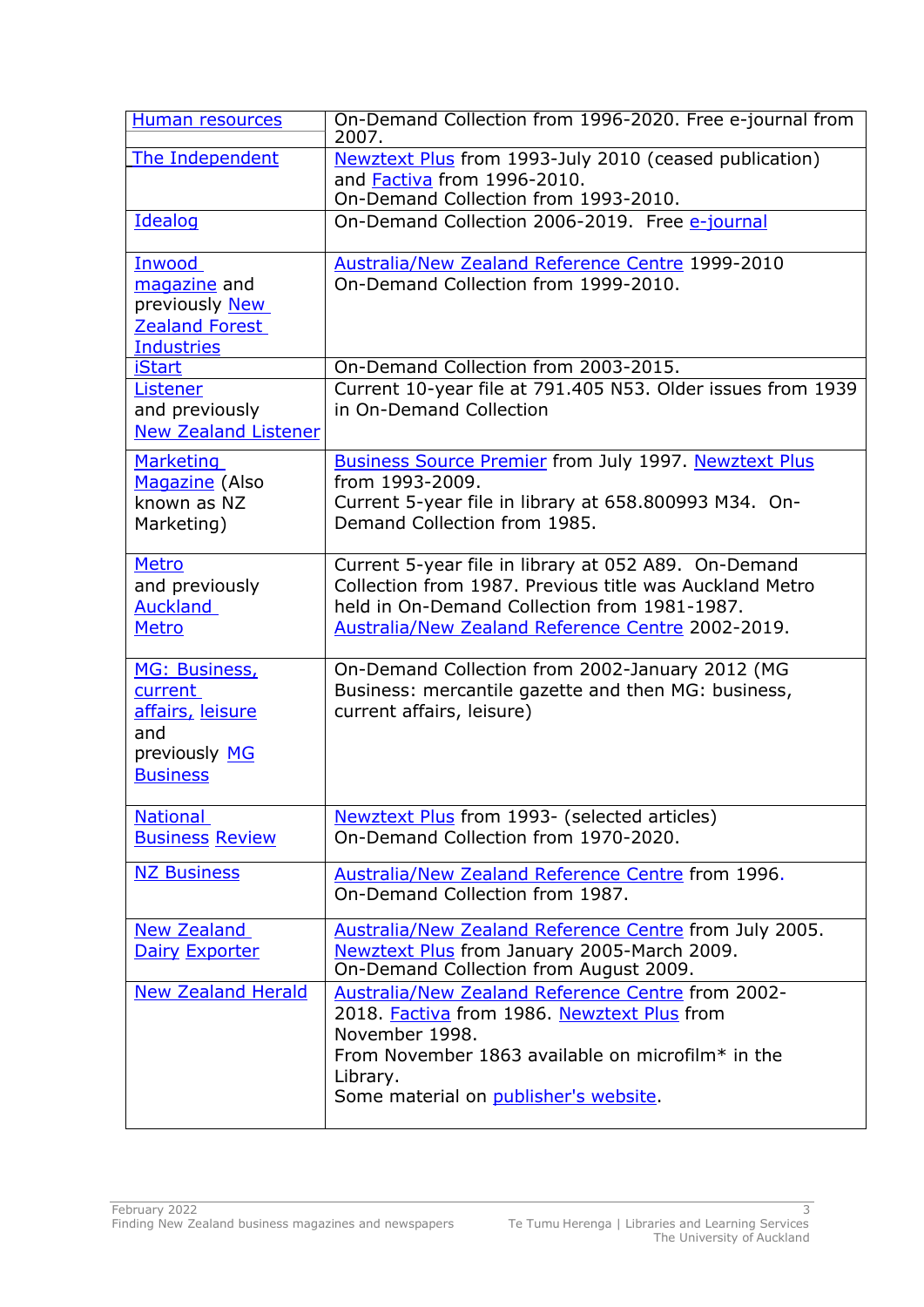| | |
|---|---|
| Human resources | On-Demand Collection from 1996-2020. Free e-journal from 2007. |
| The Independent | Newztext Plus from 1993-July 2010 (ceased publication) and Factiva from 1996-2010.<br>On-Demand Collection from 1993-2010. |
| Idealog | On-Demand Collection 2006-2019. Free e-journal |
| Inwood magazine and previously New Zealand Forest Industries | Australia/New Zealand Reference Centre 1999-2010<br>On-Demand Collection from 1999-2010. |
| iStart | On-Demand Collection from 2003-2015. |
| Listener and previously New Zealand Listener | Current 10-year file at 791.405 N53. Older issues from 1939 in On-Demand Collection |
| Marketing Magazine (Also known as NZ Marketing) | Business Source Premier from July 1997. Newztext Plus from 1993-2009.<br>Current 5-year file in library at 658.800993 M34. On-Demand Collection from 1985. |
| Metro and previously Auckland Metro | Current 5-year file in library at 052 A89. On-Demand Collection from 1987. Previous title was Auckland Metro held in On-Demand Collection from 1981-1987.<br>Australia/New Zealand Reference Centre 2002-2019. |
| MG: Business, current affairs, leisure and previously MG Business | On-Demand Collection from 2002-January 2012 (MG Business: mercantile gazette and then MG: business, current affairs, leisure) |
| National Business Review | Newztext Plus from 1993- (selected articles)<br>On-Demand Collection from 1970-2020. |
| NZ Business | Australia/New Zealand Reference Centre from 1996.<br>On-Demand Collection from 1987. |
| New Zealand Dairy Exporter | Australia/New Zealand Reference Centre from July 2005.<br>Newztext Plus from January 2005-March 2009.<br>On-Demand Collection from August 2009. |
| New Zealand Herald | Australia/New Zealand Reference Centre from 2002-2018. Factiva from 1986. Newztext Plus from November 1998.<br>From November 1863 available on microfilm* in the Library.<br>Some material on publisher's website. |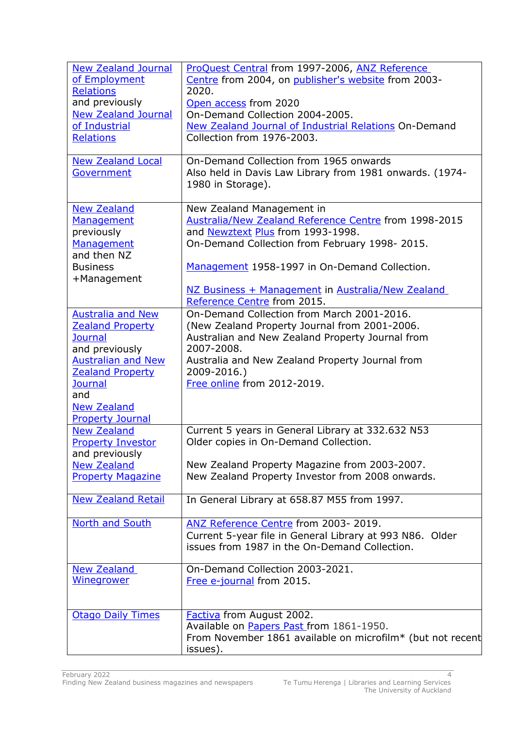| | |
|---|---|
| New Zealand Journal of Employment Relations and previously New Zealand Journal of Industrial Relations | ProQuest Central from 1997-2006, ANZ Reference Centre from 2004, on publisher's website from 2003-2020. Open access from 2020 On-Demand Collection 2004-2005. New Zealand Journal of Industrial Relations On-Demand Collection from 1976-2003. |
| New Zealand Local Government | On-Demand Collection from 1965 onwards Also held in Davis Law Library from 1981 onwards. (1974-1980 in Storage). |
| New Zealand Management previously Management and then NZ Business +Management | New Zealand Management in Australia/New Zealand Reference Centre from 1998-2015 and Newztext Plus from 1993-1998. On-Demand Collection from February 1998- 2015.<br><br>Management 1958-1997 in On-Demand Collection.<br><br>NZ Business + Management in Australia/New Zealand Reference Centre from 2015. |
| Australia and New Zealand Property Journal and previously Australian and New Zealand Property Journal and New Zealand Property Journal | On-Demand Collection from March 2001-2016. (New Zealand Property Journal from 2001-2006. Australian and New Zealand Property Journal from 2007-2008. Australia and New Zealand Property Journal from 2009-2016.) Free online from 2012-2019. |
| New Zealand Property Investor and previously New Zealand Property Magazine | Current 5 years in General Library at 332.632 N53 Older copies in On-Demand Collection.<br><br>New Zealand Property Magazine from 2003-2007. New Zealand Property Investor from 2008 onwards. |
| New Zealand Retail | In General Library at 658.87 M55 from 1997. |
| North and South | ANZ Reference Centre from 2003- 2019. Current 5-year file in General Library at 993 N86. Older issues from 1987 in the On-Demand Collection. |
| New Zealand Winegrower | On-Demand Collection 2003-2021. Free e-journal from 2015. |
| Otago Daily Times | Factiva from August 2002. Available on Papers Past from 1861-1950. From November 1861 available on microfilm* (but not recent issues). |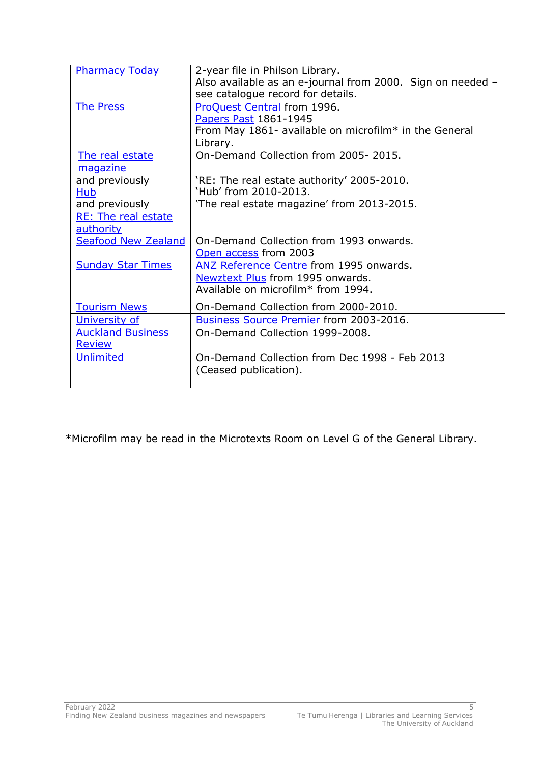| | |
|---|---|
| Pharmacy Today | 2-year file in Philson Library.<br>Also available as an e-journal from 2000. Sign on needed – see catalogue record for details. |
| The Press | ProQuest Central from 1996.<br>Papers Past 1861-1945<br>From May 1861- available on microfilm* in the General Library. |
| The real estate magazine<br>and previously<br>Hub<br>and previously<br>RE: The real estate authority | On-Demand Collection from 2005- 2015.<br><br>'RE: The real estate authority' 2005-2010.<br>'Hub' from 2010-2013.<br>'The real estate magazine' from 2013-2015. |
| Seafood New Zealand | On-Demand Collection from 1993 onwards.<br>Open access from 2003 |
| Sunday Star Times | ANZ Reference Centre from 1995 onwards.<br>Newztext Plus from 1995 onwards.<br>Available on microfilm* from 1994. |
| Tourism News | On-Demand Collection from 2000-2010. |
| University of Auckland Business Review | Business Source Premier from 2003-2016.<br>On-Demand Collection 1999-2008. |
| Unlimited | On-Demand Collection from Dec 1998 - Feb 2013 (Ceased publication). |

*Microfilm may be read in the Microtexts Room on Level G of the General Library.